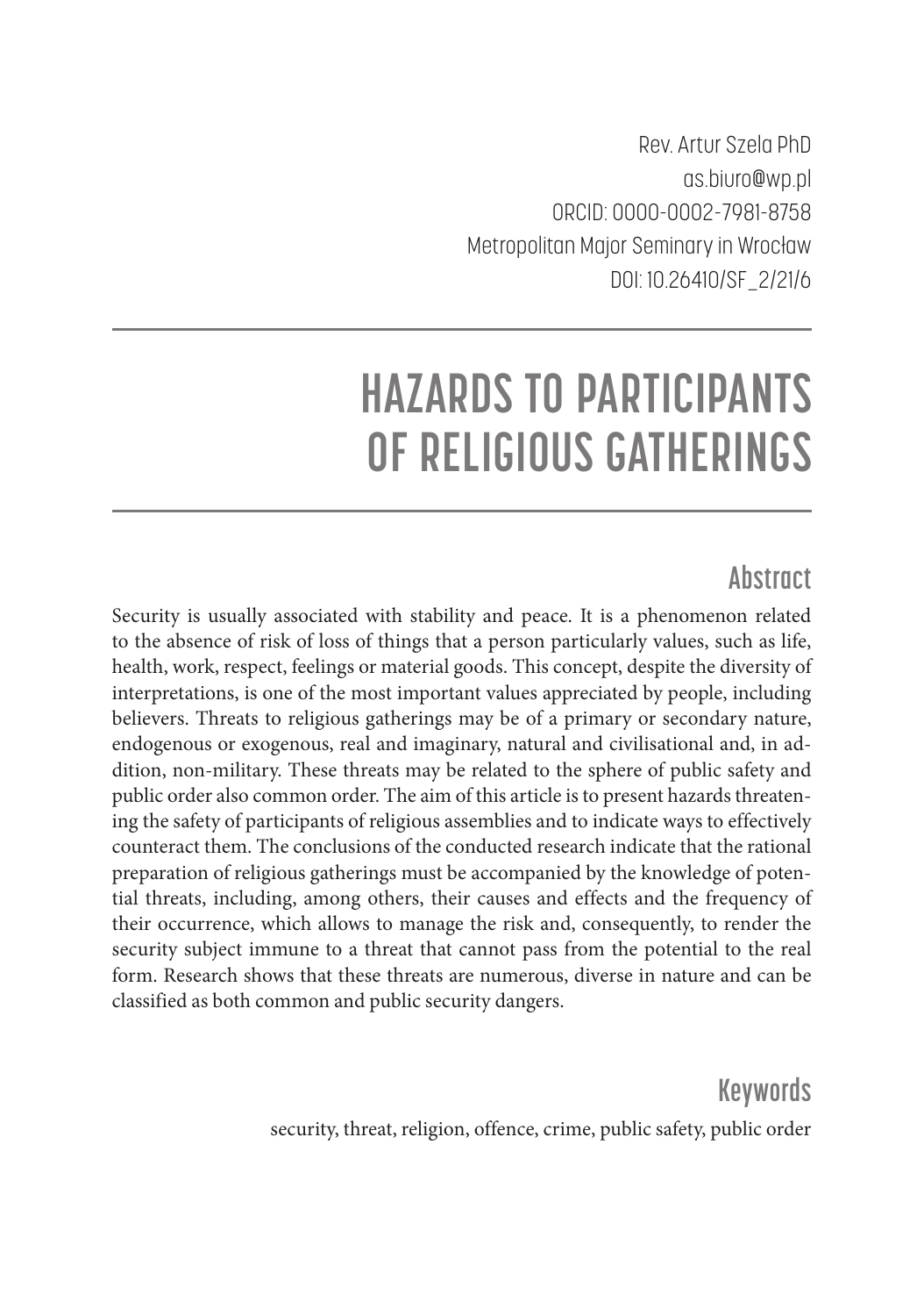Rev. Artur Szela PhD
as.biuro@wp.pl
ORCID: 0000-0002-7981-8758
Metropolitan Major Seminary in Wrocław
DOI: 10.26410/SF_2/21/6

# HAZARDS TO PARTICIPANTS OF RELIGIOUS GATHERINGS

## Abstract

Security is usually associated with stability and peace. It is a phenomenon related to the absence of risk of loss of things that a person particularly values, such as life, health, work, respect, feelings or material goods. This concept, despite the diversity of interpretations, is one of the most important values appreciated by people, including believers. Threats to religious gatherings may be of a primary or secondary nature, endogenous or exogenous, real and imaginary, natural and civilisational and, in addition, non-military. These threats may be related to the sphere of public safety and public order also common order. The aim of this article is to present hazards threatening the safety of participants of religious assemblies and to indicate ways to effectively counteract them. The conclusions of the conducted research indicate that the rational preparation of religious gatherings must be accompanied by the knowledge of potential threats, including, among others, their causes and effects and the frequency of their occurrence, which allows to manage the risk and, consequently, to render the security subject immune to a threat that cannot pass from the potential to the real form. Research shows that these threats are numerous, diverse in nature and can be classified as both common and public security dangers.

## Keywords

security, threat, religion, offence, crime, public safety, public order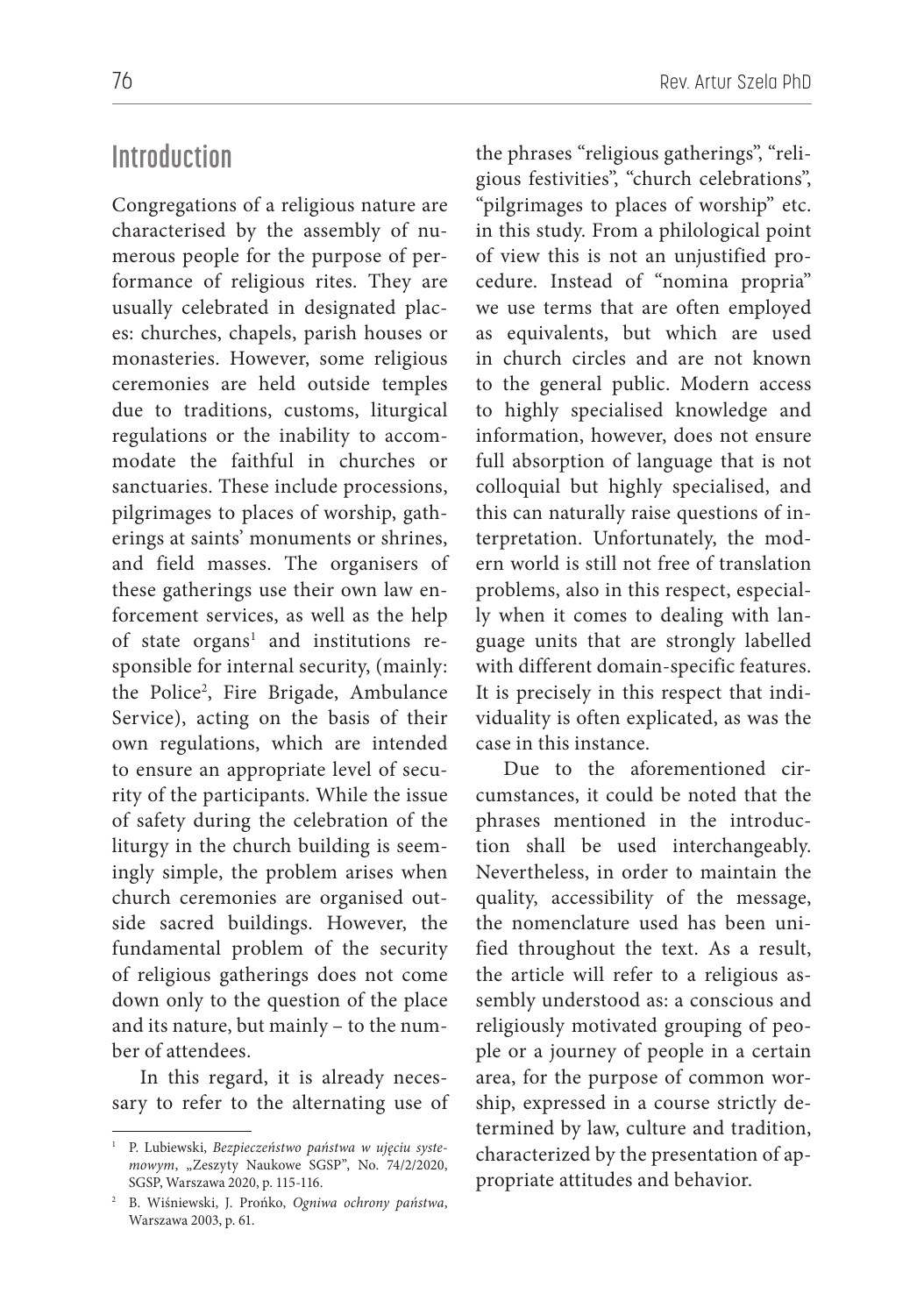## Introduction

Congregations of a religious nature are characterised by the assembly of numerous people for the purpose of performance of religious rites. They are usually celebrated in designated places: churches, chapels, parish houses or monasteries. However, some religious ceremonies are held outside temples due to traditions, customs, liturgical regulations or the inability to accommodate the faithful in churches or sanctuaries. These include processions, pilgrimages to places of worship, gatherings at saints' monuments or shrines, and field masses. The organisers of these gatherings use their own law enforcement services, as well as the help of state organs[1] and institutions responsible for internal security, (mainly: the Police[2], Fire Brigade, Ambulance Service), acting on the basis of their own regulations, which are intended to ensure an appropriate level of security of the participants. While the issue of safety during the celebration of the liturgy in the church building is seemingly simple, the problem arises when church ceremonies are organised outside sacred buildings. However, the fundamental problem of the security of religious gatherings does not come down only to the question of the place and its nature, but mainly – to the number of attendees.

In this regard, it is already necessary to refer to the alternating use of the phrases "religious gatherings", "religious festivities", "church celebrations", "pilgrimages to places of worship" etc. in this study. From a philological point of view this is not an unjustified procedure. Instead of "nomina propria" we use terms that are often employed as equivalents, but which are used in church circles and are not known to the general public. Modern access to highly specialised knowledge and information, however, does not ensure full absorption of language that is not colloquial but highly specialised, and this can naturally raise questions of interpretation. Unfortunately, the modern world is still not free of translation problems, also in this respect, especially when it comes to dealing with language units that are strongly labelled with different domain-specific features. It is precisely in this respect that individuality is often explicated, as was the case in this instance.

Due to the aforementioned circumstances, it could be noted that the phrases mentioned in the introduction shall be used interchangeably. Nevertheless, in order to maintain the quality, accessibility of the message, the nomenclature used has been unified throughout the text. As a result, the article will refer to a religious assembly understood as: a conscious and religiously motivated grouping of people or a journey of people in a certain area, for the purpose of common worship, expressed in a course strictly determined by law, culture and tradition, characterized by the presentation of appropriate attitudes and behavior.

---

[1] P. Lubiewski, *Bezpieczeństwo państwa w ujęciu systemowym*, „Zeszyty Naukowe SGSP", No. 74/2/2020, SGSP, Warszawa 2020, p. 115-116.

[2] B. Wiśniewski, J. Prońko, *Ogniwa ochrony państwa*, Warszawa 2003, p. 61.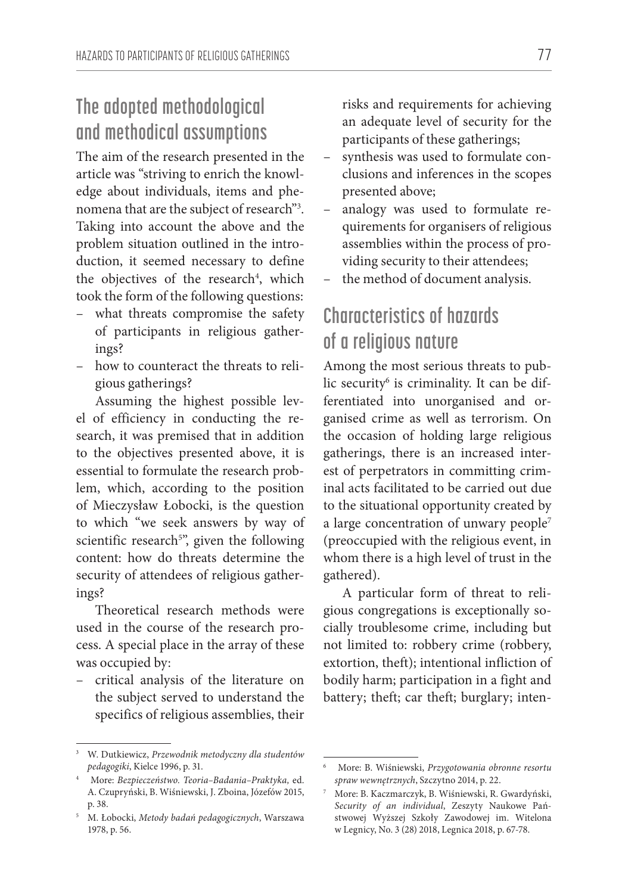## The adopted methodological and methodical assumptions

The aim of the research presented in the article was "striving to enrich the knowledge about individuals, items and phenomena that are the subject of research"[3]. Taking into account the above and the problem situation outlined in the introduction, it seemed necessary to define the objectives of the research[4], which took the form of the following questions:

- what threats compromise the safety of participants in religious gatherings?
- how to counteract the threats to religious gatherings?

Assuming the highest possible level of efficiency in conducting the research, it was premised that in addition to the objectives presented above, it is essential to formulate the research problem, which, according to the position of Mieczysław Łobocki, is the question to which "we seek answers by way of scientific research[5]", given the following content: how do threats determine the security of attendees of religious gatherings?

Theoretical research methods were used in the course of the research process. A special place in the array of these was occupied by:

- critical analysis of the literature on the subject served to understand the specifics of religious assemblies, their risks and requirements for achieving an adequate level of security for the participants of these gatherings;
- synthesis was used to formulate conclusions and inferences in the scopes presented above;
- analogy was used to formulate requirements for organisers of religious assemblies within the process of providing security to their attendees;
- the method of document analysis.

## Characteristics of hazards of a religious nature

Among the most serious threats to public security[6] is criminality. It can be differentiated into unorganised and organised crime as well as terrorism. On the occasion of holding large religious gatherings, there is an increased interest of perpetrators in committing criminal acts facilitated to be carried out due to the situational opportunity created by a large concentration of unwary people[7] (preoccupied with the religious event, in whom there is a high level of trust in the gathered).

A particular form of threat to religious congregations is exceptionally socially troublesome crime, including but not limited to: robbery crime (robbery, extortion, theft); intentional infliction of bodily harm; participation in a fight and battery; theft; car theft; burglary; inten-

---

[3] W. Dutkiewicz, *Przewodnik metodyczny dla studentów pedagogiki*, Kielce 1996, p. 31.

[4] More: *Bezpieczeństwo. Teoria–Badania–Praktyka,* ed. A. Czupryński, B. Wiśniewski, J. Zboina, Józefów 2015, p. 38.

[5] M. Łobocki, *Metody badań pedagogicznych*, Warszawa 1978, p. 56.

[6] More: B. Wiśniewski, *Przygotowania obronne resortu spraw wewnętrznych*, Szczytno 2014, p. 22.

[7] More: B. Kaczmarczyk, B. Wiśniewski, R. Gwardyński, *Security of an individual*, Zeszyty Naukowe Państwowej Wyższej Szkoły Zawodowej im. Witelona w Legnicy, No. 3 (28) 2018, Legnica 2018, p. 67-78.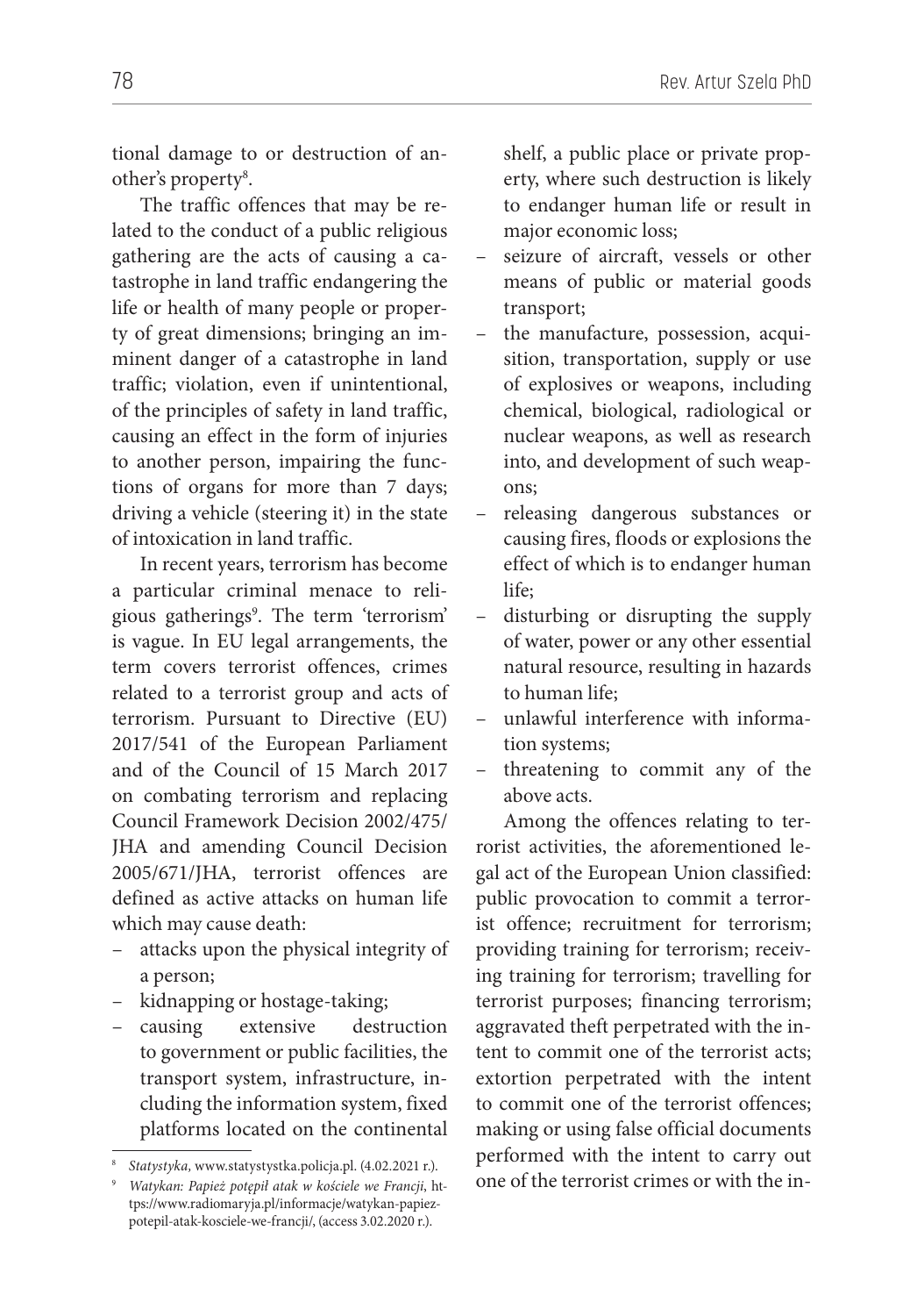tional damage to or destruction of another's property[8].

The traffic offences that may be related to the conduct of a public religious gathering are the acts of causing a catastrophe in land traffic endangering the life or health of many people or property of great dimensions; bringing an imminent danger of a catastrophe in land traffic; violation, even if unintentional, of the principles of safety in land traffic, causing an effect in the form of injuries to another person, impairing the functions of organs for more than 7 days; driving a vehicle (steering it) in the state of intoxication in land traffic.

In recent years, terrorism has become a particular criminal menace to religious gatherings[9]. The term 'terrorism' is vague. In EU legal arrangements, the term covers terrorist offences, crimes related to a terrorist group and acts of terrorism. Pursuant to Directive (EU) 2017/541 of the European Parliament and of the Council of 15 March 2017 on combating terrorism and replacing Council Framework Decision 2002/475/JHA and amending Council Decision 2005/671/JHA, terrorist offences are defined as active attacks on human life which may cause death:

- attacks upon the physical integrity of a person;
- kidnapping or hostage-taking;
- causing extensive destruction to government or public facilities, the transport system, infrastructure, including the information system, fixed platforms located on the continental shelf, a public place or private property, where such destruction is likely to endanger human life or result in major economic loss;
- seizure of aircraft, vessels or other means of public or material goods transport;
- the manufacture, possession, acquisition, transportation, supply or use of explosives or weapons, including chemical, biological, radiological or nuclear weapons, as well as research into, and development of such weapons;
- releasing dangerous substances or causing fires, floods or explosions the effect of which is to endanger human life;
- disturbing or disrupting the supply of water, power or any other essential natural resource, resulting in hazards to human life;
- unlawful interference with information systems;
- threatening to commit any of the above acts.

Among the offences relating to terrorist activities, the aforementioned legal act of the European Union classified: public provocation to commit a terrorist offence; recruitment for terrorism; providing training for terrorism; receiving training for terrorism; travelling for terrorist purposes; financing terrorism; aggravated theft perpetrated with the intent to commit one of the terrorist acts; extortion perpetrated with the intent to commit one of the terrorist offences; making or using false official documents performed with the intent to carry out one of the terrorist crimes or with the in-

[8] *Statystyka*, www.statystystka.policja.pl. (4.02.2021 r.).

[9] *Watykan: Papież potępił atak w kościele we Francji*, https://www.radiomaryja.pl/informacje/watykan-papiez-potepil-atak-kosciele-we-francji/, (access 3.02.2020 r.).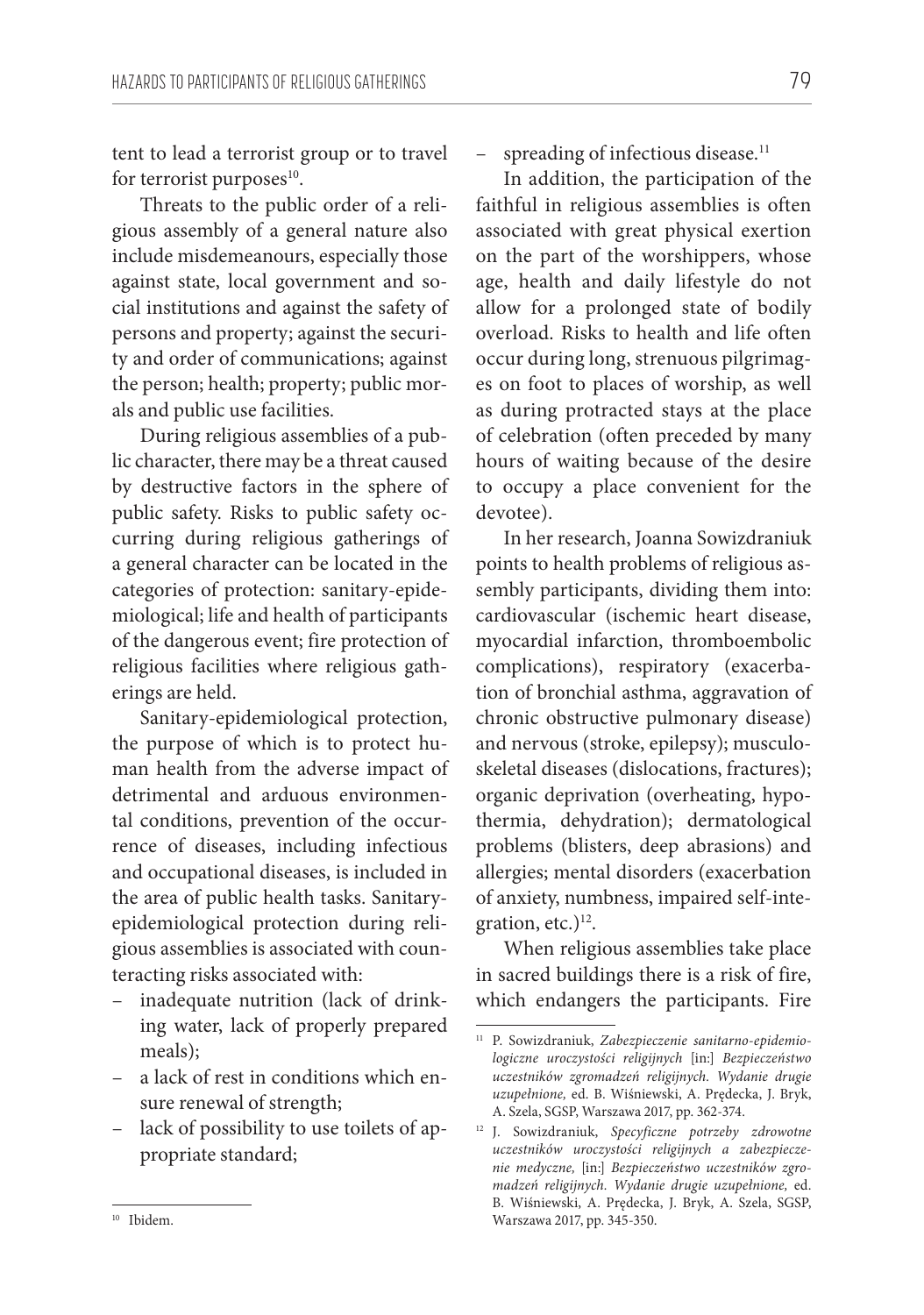tent to lead a terrorist group or to travel for terrorist purposes[10].

Threats to the public order of a religious assembly of a general nature also include misdemeanours, especially those against state, local government and social institutions and against the safety of persons and property; against the security and order of communications; against the person; health; property; public morals and public use facilities.

During religious assemblies of a public character, there may be a threat caused by destructive factors in the sphere of public safety. Risks to public safety occurring during religious gatherings of a general character can be located in the categories of protection: sanitary-epidemiological; life and health of participants of the dangerous event; fire protection of religious facilities where religious gatherings are held.

Sanitary-epidemiological protection, the purpose of which is to protect human health from the adverse impact of detrimental and arduous environmental conditions, prevention of the occurrence of diseases, including infectious and occupational diseases, is included in the area of public health tasks. Sanitary-epidemiological protection during religious assemblies is associated with counteracting risks associated with:

- inadequate nutrition (lack of drinking water, lack of properly prepared meals);
- a lack of rest in conditions which ensure renewal of strength;
- lack of possibility to use toilets of appropriate standard;
- spreading of infectious disease.[11]

In addition, the participation of the faithful in religious assemblies is often associated with great physical exertion on the part of the worshippers, whose age, health and daily lifestyle do not allow for a prolonged state of bodily overload. Risks to health and life often occur during long, strenuous pilgrimages on foot to places of worship, as well as during protracted stays at the place of celebration (often preceded by many hours of waiting because of the desire to occupy a place convenient for the devotee).

In her research, Joanna Sowizdraniuk points to health problems of religious assembly participants, dividing them into: cardiovascular (ischemic heart disease, myocardial infarction, thromboembolic complications), respiratory (exacerbation of bronchial asthma, aggravation of chronic obstructive pulmonary disease) and nervous (stroke, epilepsy); musculoskeletal diseases (dislocations, fractures); organic deprivation (overheating, hypothermia, dehydration); dermatological problems (blisters, deep abrasions) and allergies; mental disorders (exacerbation of anxiety, numbness, impaired self-integration, etc.)[12].

When religious assemblies take place in sacred buildings there is a risk of fire, which endangers the participants. Fire

---

[10] Ibidem.

[11] P. Sowizdraniuk, *Zabezpieczenie sanitarno-epidemiologiczne uroczystości religijnych* [in:] *Bezpieczeństwo uczestników zgromadzeń religijnych. Wydanie drugie uzupełnione,* ed. B. Wiśniewski, A. Prędecka, J. Bryk, A. Szela, SGSP, Warszawa 2017, pp. 362-374.

[12] J. Sowizdraniuk, *Specyficzne potrzeby zdrowotne uczestników uroczystości religijnych a zabezpieczenie medyczne,* [in:] *Bezpieczeństwo uczestników zgromadzeń religijnych. Wydanie drugie uzupełnione,* ed. B. Wiśniewski, A. Prędecka, J. Bryk, A. Szela, SGSP, Warszawa 2017, pp. 345-350.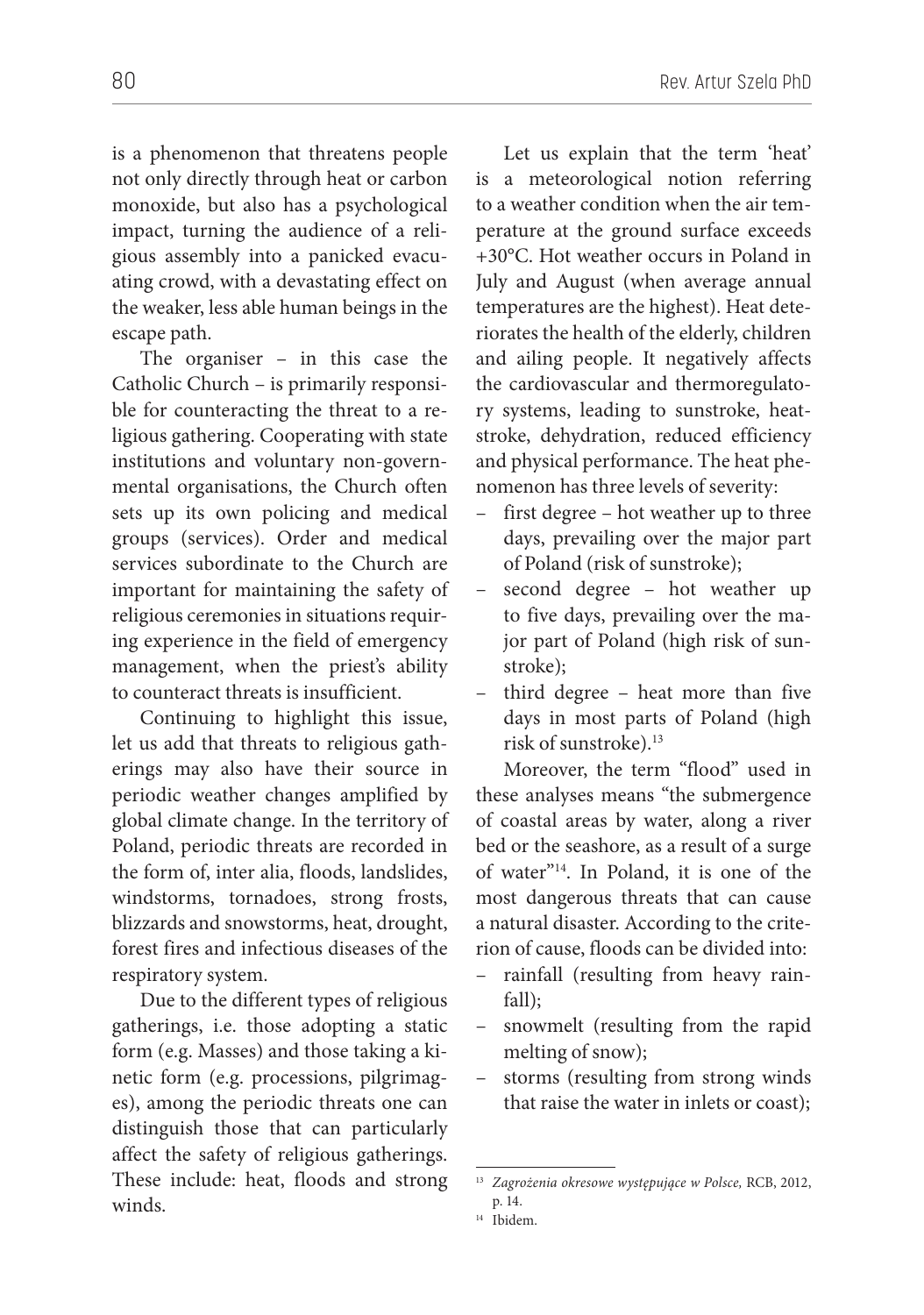is a phenomenon that threatens people not only directly through heat or carbon monoxide, but also has a psychological impact, turning the audience of a religious assembly into a panicked evacuating crowd, with a devastating effect on the weaker, less able human beings in the escape path.

The organiser – in this case the Catholic Church – is primarily responsible for counteracting the threat to a religious gathering. Cooperating with state institutions and voluntary non-governmental organisations, the Church often sets up its own policing and medical groups (services). Order and medical services subordinate to the Church are important for maintaining the safety of religious ceremonies in situations requiring experience in the field of emergency management, when the priest's ability to counteract threats is insufficient.

Continuing to highlight this issue, let us add that threats to religious gatherings may also have their source in periodic weather changes amplified by global climate change. In the territory of Poland, periodic threats are recorded in the form of, inter alia, floods, landslides, windstorms, tornadoes, strong frosts, blizzards and snowstorms, heat, drought, forest fires and infectious diseases of the respiratory system.

Due to the different types of religious gatherings, i.e. those adopting a static form (e.g. Masses) and those taking a kinetic form (e.g. processions, pilgrimages), among the periodic threats one can distinguish those that can particularly affect the safety of religious gatherings. These include: heat, floods and strong winds.

Let us explain that the term 'heat' is a meteorological notion referring to a weather condition when the air temperature at the ground surface exceeds +30°C. Hot weather occurs in Poland in July and August (when average annual temperatures are the highest). Heat deteriorates the health of the elderly, children and ailing people. It negatively affects the cardiovascular and thermoregulatory systems, leading to sunstroke, heatstroke, dehydration, reduced efficiency and physical performance. The heat phenomenon has three levels of severity:

- first degree – hot weather up to three days, prevailing over the major part of Poland (risk of sunstroke);
- second degree – hot weather up to five days, prevailing over the major part of Poland (high risk of sunstroke);
- third degree – heat more than five days in most parts of Poland (high risk of sunstroke).[13]

Moreover, the term "flood" used in these analyses means "the submergence of coastal areas by water, along a river bed or the seashore, as a result of a surge of water"[14]. In Poland, it is one of the most dangerous threats that can cause a natural disaster. According to the criterion of cause, floods can be divided into:

- rainfall (resulting from heavy rainfall);
- snowmelt (resulting from the rapid melting of snow);
- storms (resulting from strong winds that raise the water in inlets or coast);

---

[13] *Zagrożenia okresowe występujące w Polsce,* RCB, 2012, p. 14.

[14] Ibidem.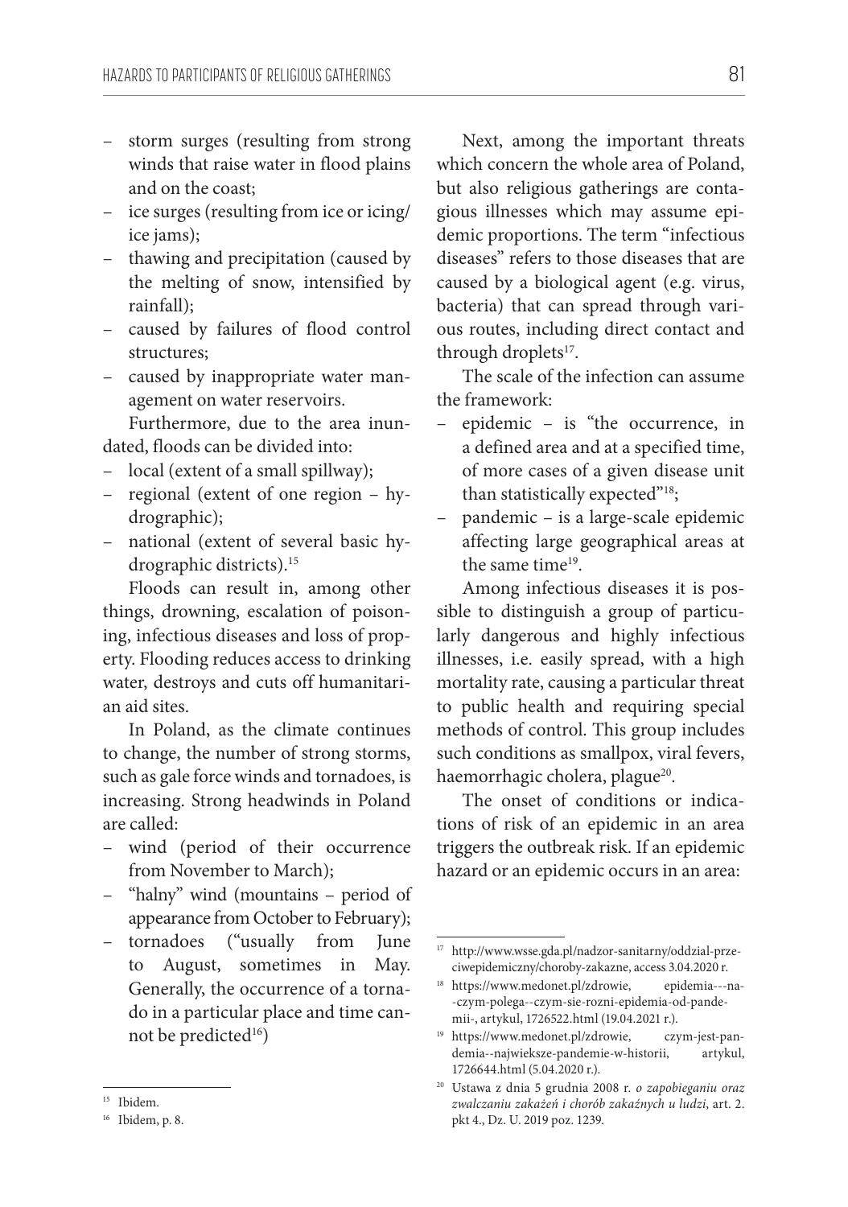- storm surges (resulting from strong winds that raise water in flood plains and on the coast;
- ice surges (resulting from ice or icing/ice jams);
- thawing and precipitation (caused by the melting of snow, intensified by rainfall);
- caused by failures of flood control structures;
- caused by inappropriate water management on water reservoirs.

Furthermore, due to the area inundated, floods can be divided into:

- local (extent of a small spillway);
- regional (extent of one region – hydrographic);
- national (extent of several basic hydrographic districts).[15]

Floods can result in, among other things, drowning, escalation of poisoning, infectious diseases and loss of property. Flooding reduces access to drinking water, destroys and cuts off humanitarian aid sites.

In Poland, as the climate continues to change, the number of strong storms, such as gale force winds and tornadoes, is increasing. Strong headwinds in Poland are called:

- wind (period of their occurrence from November to March);
- "halny" wind (mountains – period of appearance from October to February);
- tornadoes ("usually from June to August, sometimes in May. Generally, the occurrence of a tornado in a particular place and time cannot be predicted[16])

Next, among the important threats which concern the whole area of Poland, but also religious gatherings are contagious illnesses which may assume epidemic proportions. The term "infectious diseases" refers to those diseases that are caused by a biological agent (e.g. virus, bacteria) that can spread through various routes, including direct contact and through droplets[17].

The scale of the infection can assume the framework:

- epidemic – is "the occurrence, in a defined area and at a specified time, of more cases of a given disease unit than statistically expected"[18];
- pandemic – is a large-scale epidemic affecting large geographical areas at the same time[19].

Among infectious diseases it is possible to distinguish a group of particularly dangerous and highly infectious illnesses, i.e. easily spread, with a high mortality rate, causing a particular threat to public health and requiring special methods of control. This group includes such conditions as smallpox, viral fevers, haemorrhagic cholera, plague[20].

The onset of conditions or indications of risk of an epidemic in an area triggers the outbreak risk. If an epidemic hazard or an epidemic occurs in an area:

---

[15] Ibidem.

[16] Ibidem, p. 8.

[17] http://www.wsse.gda.pl/nadzor-sanitarny/oddzial-przeciwepidemiczny/choroby-zakazne, access 3.04.2020 r.

[18] https://www.medonet.pl/zdrowie, epidemia---na--czym-polega--czym-sie-rozni-epidemia-od-pandemii-, artykul, 1726522.html (19.04.2021 r.).

[19] https://www.medonet.pl/zdrowie, czym-jest-pandemia--najwieksze-pandemie-w-historii, artykul, 1726644.html (5.04.2020 r.).

[20] Ustawa z dnia 5 grudnia 2008 r. *o zapobieganiu oraz zwalczaniu zakażeń i chorób zakaźnych u ludzi*, art. 2. pkt 4., Dz. U. 2019 poz. 1239.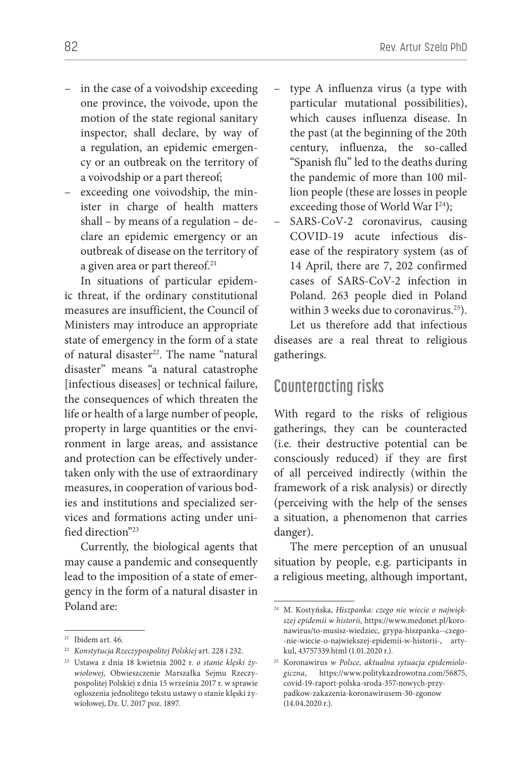– in the case of a voivodship exceeding one province, the voivode, upon the motion of the state regional sanitary inspector, shall declare, by way of a regulation, an epidemic emergency or an outbreak on the territory of a voivodship or a part thereof;
– exceeding one voivodship, the minister in charge of health matters shall – by means of a regulation – declare an epidemic emergency or an outbreak of disease on the territory of a given area or part thereof.[21]

In situations of particular epidemic threat, if the ordinary constitutional measures are insufficient, the Council of Ministers may introduce an appropriate state of emergency in the form of a state of natural disaster[22]. The name "natural disaster" means "a natural catastrophe [infectious diseases] or technical failure, the consequences of which threaten the life or health of a large number of people, property in large quantities or the environment in large areas, and assistance and protection can be effectively undertaken only with the use of extraordinary measures, in cooperation of various bodies and institutions and specialized services and formations acting under unified direction"[23]

Currently, the biological agents that may cause a pandemic and consequently lead to the imposition of a state of emergency in the form of a natural disaster in Poland are:

– type A influenza virus (a type with particular mutational possibilities), which causes influenza disease. In the past (at the beginning of the 20th century, influenza, the so-called "Spanish flu" led to the deaths during the pandemic of more than 100 million people (these are losses in people exceeding those of World War I[24]);
– SARS-CoV-2 coronavirus, causing COVID-19 acute infectious disease of the respiratory system (as of 14 April, there are 7, 202 confirmed cases of SARS-CoV-2 infection in Poland. 263 people died in Poland within 3 weeks due to coronavirus.[25]).

Let us therefore add that infectious diseases are a real threat to religious gatherings.

## Counteracting risks

With regard to the risks of religious gatherings, they can be counteracted (i.e. their destructive potential can be consciously reduced) if they are first of all perceived indirectly (within the framework of a risk analysis) or directly (perceiving with the help of the senses a situation, a phenomenon that carries danger).

The mere perception of an unusual situation by people, e.g. participants in a religious meeting, although important,

---

[21] Ibidem art. 46.

[22] *Konstytucja Rzeczypospolitej Polskiej* art. 228 i 232.

[23] Ustawa z dnia 18 kwietnia 2002 r. *o stanie klęski żywiołowej*, Obwieszczenie Marszałka Sejmu Rzeczypospolitej Polskiej z dnia 15 września 2017 r. w sprawie ogłoszenia jednolitego tekstu ustawy o stanie klęski żywiołowej, Dz. U. 2017 poz. 1897.

[24] M. Kostyńska, *Hiszpanka: czego nie wiecie o największej epidemii w historii,* https://www.medonet.pl/koronawirus/to-musisz-wiedziec, grypa-hiszpanka--czego--nie-wiecie-o-najwiekszej-epidemii-w-historii-, artykul, 43757339.html (1.01.2020 r.).

[25] Koronawirus *w Polsce, aktualna sytuacja epidemiologiczna*, https://www.politykazdrowotna.com/56875, covid-19-raport-polska-sroda-357-nowych-przypadkow-zakazenia-koronawirusem-30-zgonow (14.04.2020 r.).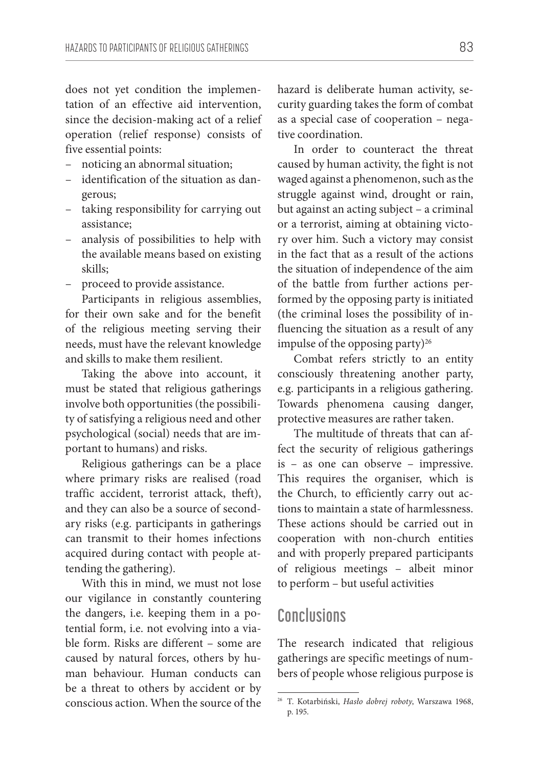does not yet condition the implementation of an effective aid intervention, since the decision-making act of a relief operation (relief response) consists of five essential points:

- noticing an abnormal situation;
- identification of the situation as dangerous;
- taking responsibility for carrying out assistance;
- analysis of possibilities to help with the available means based on existing skills;
- proceed to provide assistance.

Participants in religious assemblies, for their own sake and for the benefit of the religious meeting serving their needs, must have the relevant knowledge and skills to make them resilient.

Taking the above into account, it must be stated that religious gatherings involve both opportunities (the possibility of satisfying a religious need and other psychological (social) needs that are important to humans) and risks.

Religious gatherings can be a place where primary risks are realised (road traffic accident, terrorist attack, theft), and they can also be a source of secondary risks (e.g. participants in gatherings can transmit to their homes infections acquired during contact with people attending the gathering).

With this in mind, we must not lose our vigilance in constantly countering the dangers, i.e. keeping them in a potential form, i.e. not evolving into a viable form. Risks are different – some are caused by natural forces, others by human behaviour. Human conducts can be a threat to others by accident or by conscious action. When the source of the hazard is deliberate human activity, security guarding takes the form of combat as a special case of cooperation – negative coordination.

In order to counteract the threat caused by human activity, the fight is not waged against a phenomenon, such as the struggle against wind, drought or rain, but against an acting subject – a criminal or a terrorist, aiming at obtaining victory over him. Such a victory may consist in the fact that as a result of the actions the situation of independence of the aim of the battle from further actions performed by the opposing party is initiated (the criminal loses the possibility of influencing the situation as a result of any impulse of the opposing party)[26]

Combat refers strictly to an entity consciously threatening another party, e.g. participants in a religious gathering. Towards phenomena causing danger, protective measures are rather taken.

The multitude of threats that can affect the security of religious gatherings is – as one can observe – impressive. This requires the organiser, which is the Church, to efficiently carry out actions to maintain a state of harmlessness. These actions should be carried out in cooperation with non-church entities and with properly prepared participants of religious meetings – albeit minor to perform – but useful activities

## Conclusions

The research indicated that religious gatherings are specific meetings of numbers of people whose religious purpose is

[26] T. Kotarbiński, *Hasło dobrej roboty*, Warszawa 1968, p. 195.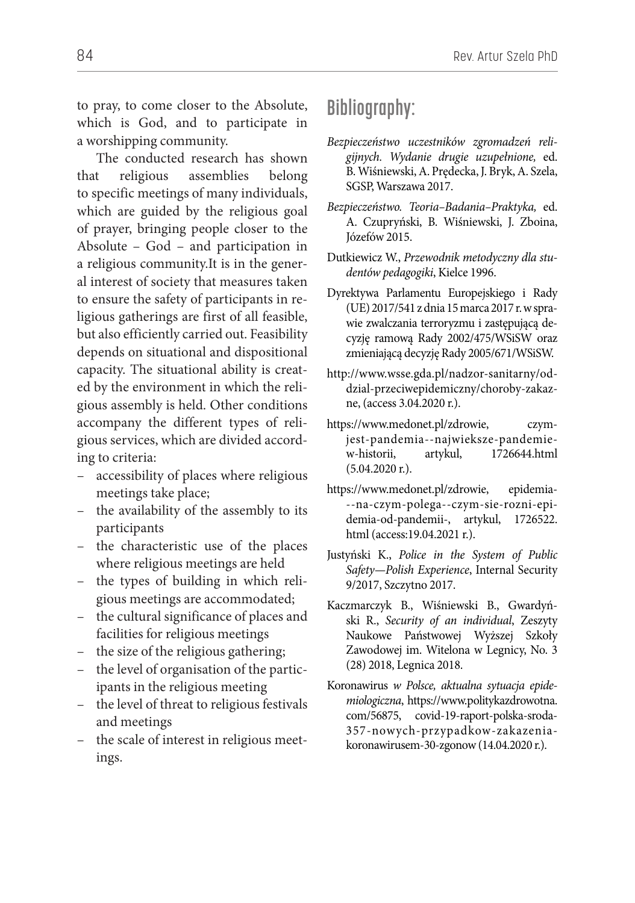to pray, to come closer to the Absolute, which is God, and to participate in a worshipping community.

The conducted research has shown that religious assemblies belong to specific meetings of many individuals, which are guided by the religious goal of prayer, bringing people closer to the Absolute – God – and participation in a religious community.It is in the general interest of society that measures taken to ensure the safety of participants in religious gatherings are first of all feasible, but also efficiently carried out. Feasibility depends on situational and dispositional capacity. The situational ability is created by the environment in which the religious assembly is held. Other conditions accompany the different types of religious services, which are divided according to criteria:

- accessibility of places where religious meetings take place;
- the availability of the assembly to its participants
- the characteristic use of the places where religious meetings are held
- the types of building in which religious meetings are accommodated;
- the cultural significance of places and facilities for religious meetings
- the size of the religious gathering;
- the level of organisation of the participants in the religious meeting
- the level of threat to religious festivals and meetings
- the scale of interest in religious meetings.

## Bibliography:

*Bezpieczeństwo uczestników zgromadzeń religijnych. Wydanie drugie uzupełnione,* ed. B. Wiśniewski, A. Prędecka, J. Bryk, A. Szela, SGSP, Warszawa 2017.

*Bezpieczeństwo. Teoria–Badania–Praktyka,* ed. A. Czupryński, B. Wiśniewski, J. Zboina, Józefów 2015.

Dutkiewicz W., *Przewodnik metodyczny dla studentów pedagogiki*, Kielce 1996.

Dyrektywa Parlamentu Europejskiego i Rady (UE) 2017/541 z dnia 15 marca 2017 r. w sprawie zwalczania terroryzmu i zastępującą decyzję ramową Rady 2002/475/WSiSW oraz zmieniającą decyzję Rady 2005/671/WSiSW.

http://www.wsse.gda.pl/nadzor-sanitarny/oddzial-przeciwepidemiczny/choroby-zakazne, (access 3.04.2020 r.).

https://www.medonet.pl/zdrowie, czym-jest-pandemia--najwieksze-pandemie-w-historii, artykul, 1726644.html (5.04.2020 r.).

https://www.medonet.pl/zdrowie, epidemia---na-czym-polega--czym-sie-rozni-epidemia-od-pandemii-, artykul, 1726522.html (access:19.04.2021 r.).

Justyński K., *Police in the System of Public Safety—Polish Experience*, Internal Security 9/2017, Szczytno 2017.

Kaczmarczyk B., Wiśniewski B., Gwardyński R., *Security of an individual*, Zeszyty Naukowe Państwowej Wyższej Szkoły Zawodowej im. Witelona w Legnicy, No. 3 (28) 2018, Legnica 2018.

Koronawirus *w Polsce, aktualna sytuacja epidemiologiczna*, https://www.politykazdrowotna.com/56875, covid-19-raport-polska-sroda-357-nowych-przypadkow-zakazenia-koronawirusem-30-zgonow (14.04.2020 r.).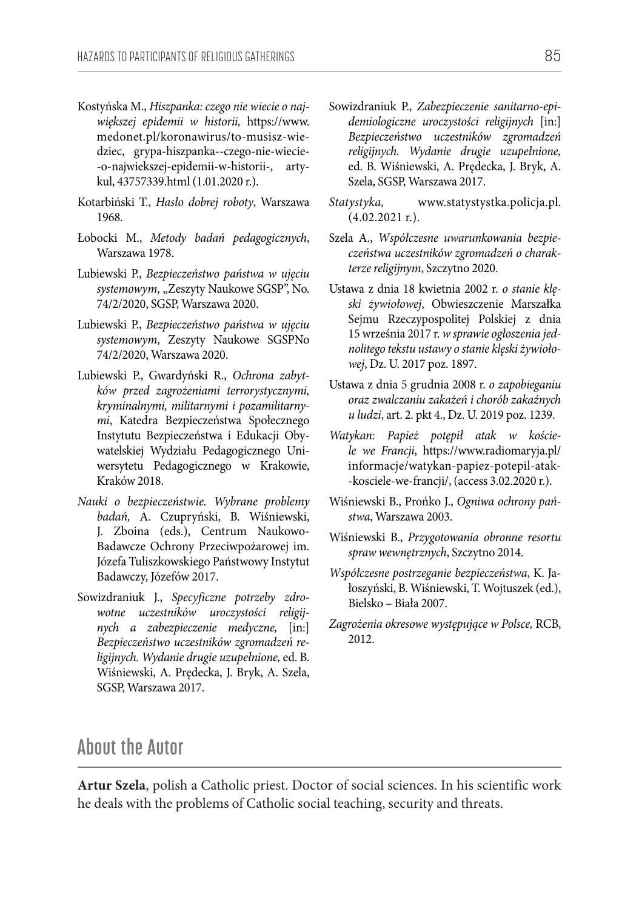Kostyńska M., *Hiszpanka: czego nie wiecie o największej epidemii w historii,* https://www.medonet.pl/koronawirus/to-musisz-wiedziec, grypa-hiszpanka--czego-nie-wiecie--o-najwiekszej-epidemii-w-historii-, artykul, 43757339.html (1.01.2020 r.).

Kotarbiński T., *Hasło dobrej roboty*, Warszawa 1968.

Łobocki M., *Metody badań pedagogicznych*, Warszawa 1978.

Lubiewski P., *Bezpieczeństwo państwa w ujęciu systemowym*, „Zeszyty Naukowe SGSP", No. 74/2/2020, SGSP, Warszawa 2020.

Lubiewski P., *Bezpieczeństwo państwa w ujęciu systemowym*, Zeszyty Naukowe SGSPNo 74/2/2020, Warszawa 2020.

Lubiewski P., Gwardyński R., *Ochrona zabytków przed zagrożeniami terrorystycznymi, kryminalnymi, militarnymi i pozamilitarnymi*, Katedra Bezpieczeństwa Społecznego Instytutu Bezpieczeństwa i Edukacji Obywatelskiej Wydziału Pedagogicznego Uniwersytetu Pedagogicznego w Krakowie, Kraków 2018.

*Nauki o bezpieczeństwie. Wybrane problemy badań,* A. Czupryński, B. Wiśniewski, J. Zboina (eds.), Centrum Naukowo-Badawcze Ochrony Przeciwpożarowej im. Józefa Tuliszkowskiego Państwowy Instytut Badawczy, Józefów 2017.

Sowizdraniuk J., *Specyficzne potrzeby zdrowotne uczestników uroczystości religijnych a zabezpieczenie medyczne,* [in:] *Bezpieczeństwo uczestników zgromadzeń religijnych. Wydanie drugie uzupełnione,* ed. B. Wiśniewski, A. Prędecka, J. Bryk, A. Szela, SGSP, Warszawa 2017.

Sowizdraniuk P., *Zabezpieczenie sanitarno-epidemiologiczne uroczystości religijnych* [in:] *Bezpieczeństwo uczestników zgromadzeń religijnych. Wydanie drugie uzupełnione,* ed. B. Wiśniewski, A. Prędecka, J. Bryk, A. Szela, SGSP, Warszawa 2017.

*Statystyka,* www.statystystka.policja.pl. (4.02.2021 r.).

Szela A., *Współczesne uwarunkowania bezpieczeństwa uczestników zgromadzeń o charakterze religijnym*, Szczytno 2020.

Ustawa z dnia 18 kwietnia 2002 r. *o stanie klęski żywiołowej*, Obwieszczenie Marszałka Sejmu Rzeczypospolitej Polskiej z dnia 15 września 2017 r. *w sprawie ogłoszenia jednolitego tekstu ustawy o stanie klęski żywiołowej*, Dz. U. 2017 poz. 1897.

Ustawa z dnia 5 grudnia 2008 r. *o zapobieganiu oraz zwalczaniu zakażeń i chorób zakaźnych u ludzi*, art. 2. pkt 4., Dz. U. 2019 poz. 1239.

*Watykan: Papież potępił atak w kościele we Francji*, https://www.radiomaryja.pl/informacje/watykan-papiez-potepil-atak--kosciele-we-francji/, (access 3.02.2020 r.).

Wiśniewski B., Prońko J., *Ogniwa ochrony państwa*, Warszawa 2003.

Wiśniewski B., *Przygotowania obronne resortu spraw wewnętrznych*, Szczytno 2014.

*Współczesne postrzeganie bezpieczeństwa*, K. Jałoszyński, B. Wiśniewski, T. Wojtuszek (ed.), Bielsko – Biała 2007.

*Zagrożenia okresowe występujące w Polsce,* RCB, 2012.

## About the Autor

**Artur Szela**, polish a Catholic priest. Doctor of social sciences. In his scientific work he deals with the problems of Catholic social teaching, security and threats.